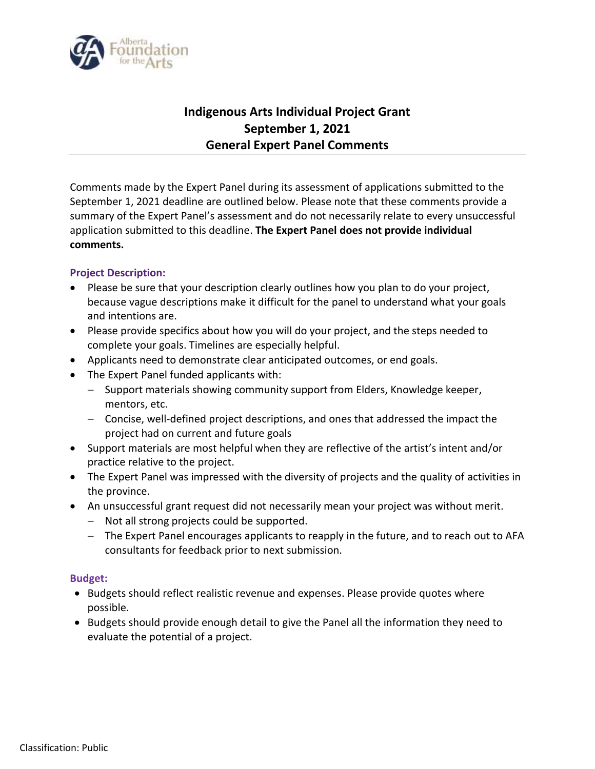# Indigenous Arts Individual Project Grant
## September 1, 2021
## General Expert Panel Comments

Comments made by the Expert Panel during its assessment of applications submitted to the September 1, 2021 deadline are outlined below. Please note that these comments provide a summary of the Expert Panel's assessment and do not necessarily relate to every unsuccessful application submitted to this deadline. **The Expert Panel does not provide individual comments.**

### Project Description:

- Please be sure that your description clearly outlines how you plan to do your project, because vague descriptions make it difficult for the panel to understand what your goals and intentions are.
- Please provide specifics about how you will do your project, and the steps needed to complete your goals. Timelines are especially helpful.
- Applicants need to demonstrate clear anticipated outcomes, or end goals.
- The Expert Panel funded applicants with:
  - Support materials showing community support from Elders, Knowledge keeper, mentors, etc.
  - Concise, well-defined project descriptions, and ones that addressed the impact the project had on current and future goals
- Support materials are most helpful when they are reflective of the artist's intent and/or practice relative to the project.
- The Expert Panel was impressed with the diversity of projects and the quality of activities in the province.
- An unsuccessful grant request did not necessarily mean your project was without merit.
  - Not all strong projects could be supported.
  - The Expert Panel encourages applicants to reapply in the future, and to reach out to AFA consultants for feedback prior to next submission.

### Budget:

- Budgets should reflect realistic revenue and expenses. Please provide quotes where possible.
- Budgets should provide enough detail to give the Panel all the information they need to evaluate the potential of a project.

Classification: Public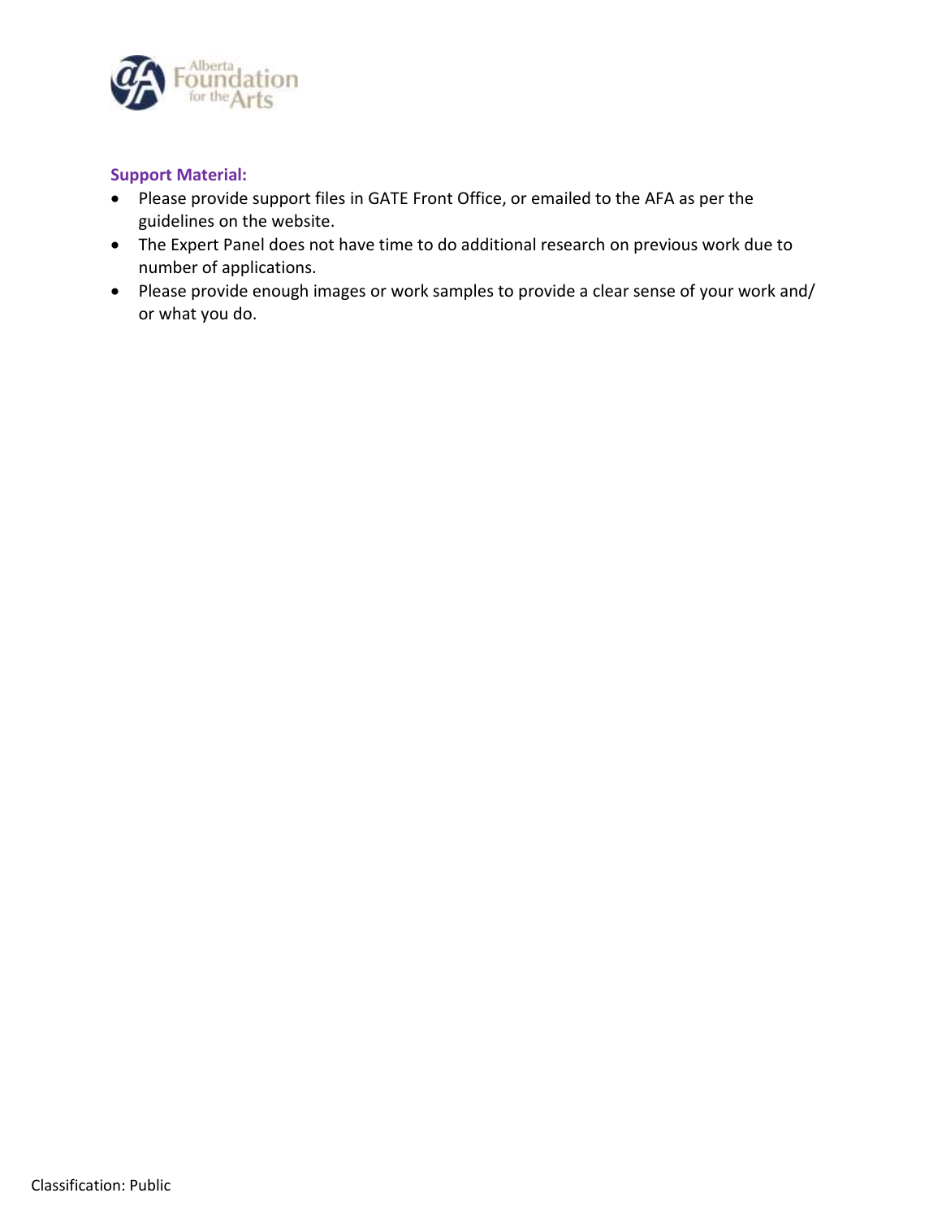**Support Material:**

- Please provide support files in GATE Front Office, or emailed to the AFA as per the guidelines on the website.
- The Expert Panel does not have time to do additional research on previous work due to number of applications.
- Please provide enough images or work samples to provide a clear sense of your work and/ or what you do.

Classification: Public